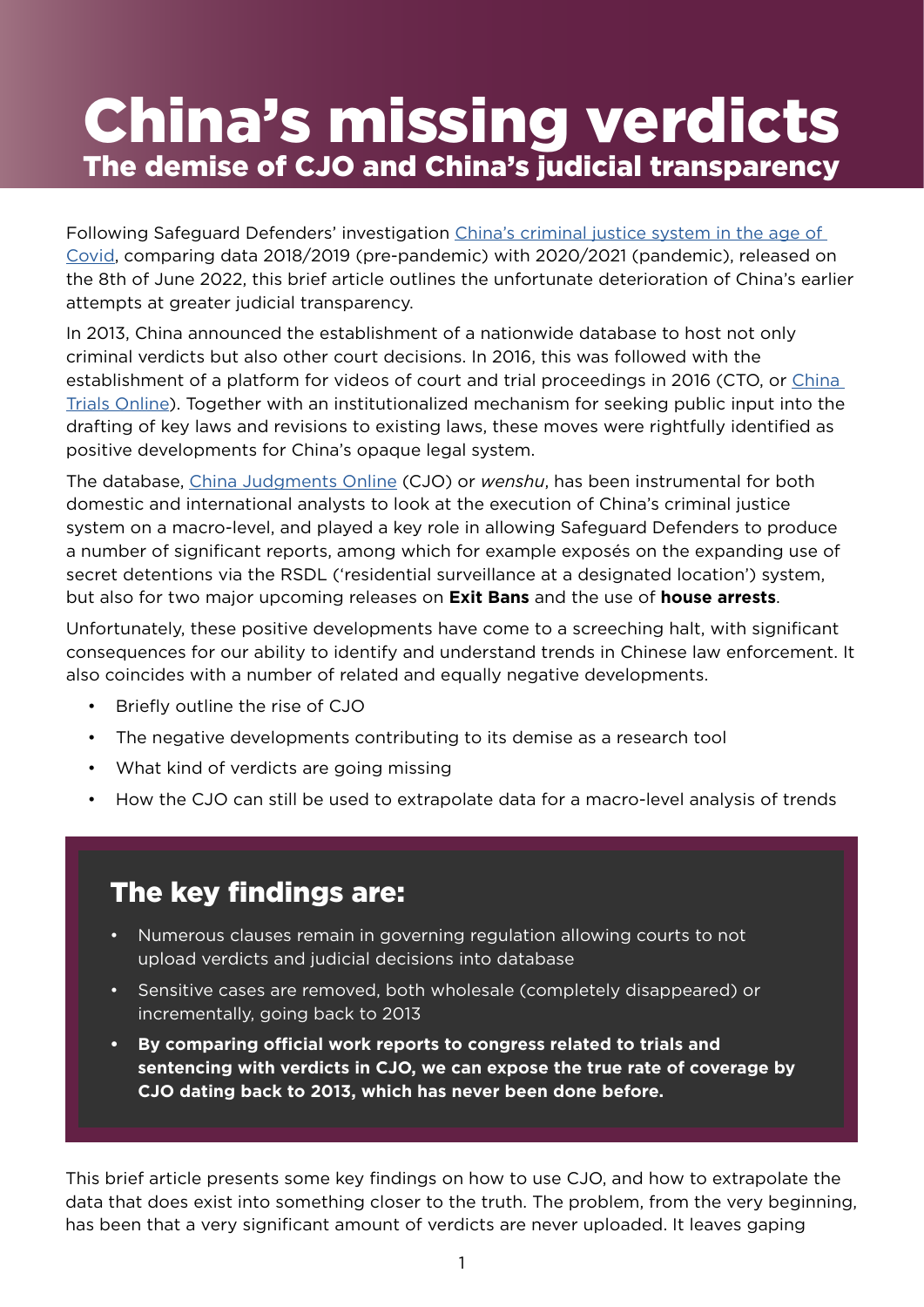# China's missing verdicts

## The demise of CJO and China's judicial transparency

Following Safeguard Defenders' investigation [China's criminal justice system in the age of Covid](), comparing data 2018/2019 (pre-pandemic) with 2020/2021 (pandemic), released on the 8th of June 2022, this brief article outlines the unfortunate deterioration of China's earlier attempts at greater judicial transparency.

In 2013, China announced the establishment of a nationwide database to host not only criminal verdicts but also other court decisions. In 2016, this was followed with the establishment of a platform for videos of court and trial proceedings in 2016 (CTO, or [China Trials Online]()). Together with an institutionalized mechanism for seeking public input into the drafting of key laws and revisions to existing laws, these moves were rightfully identified as positive developments for China's opaque legal system.

The database, [China Judgments Online]() (CJO) or *wenshu*, has been instrumental for both domestic and international analysts to look at the execution of China's criminal justice system on a macro-level, and played a key role in allowing Safeguard Defenders to produce a number of significant reports, among which for example exposés on the expanding use of secret detentions via the RSDL ('residential surveillance at a designated location') system, but also for two major upcoming releases on **Exit Bans** and the use of **house arrests**.

Unfortunately, these positive developments have come to a screeching halt, with significant consequences for our ability to identify and understand trends in Chinese law enforcement. It also coincides with a number of related and equally negative developments.

- Briefly outline the rise of CJO
- The negative developments contributing to its demise as a research tool
- What kind of verdicts are going missing
- How the CJO can still be used to extrapolate data for a macro-level analysis of trends

> ## The key findings are:
>
> - Numerous clauses remain in governing regulation allowing courts to not upload verdicts and judicial decisions into database
> - Sensitive cases are removed, both wholesale (completely disappeared) or incrementally, going back to 2013
> - **By comparing official work reports to congress related to trials and sentencing with verdicts in CJO, we can expose the true rate of coverage by CJO dating back to 2013, which has never been done before.**

This brief article presents some key findings on how to use CJO, and how to extrapolate the data that does exist into something closer to the truth. The problem, from the very beginning, has been that a very significant amount of verdicts are never uploaded. It leaves gaping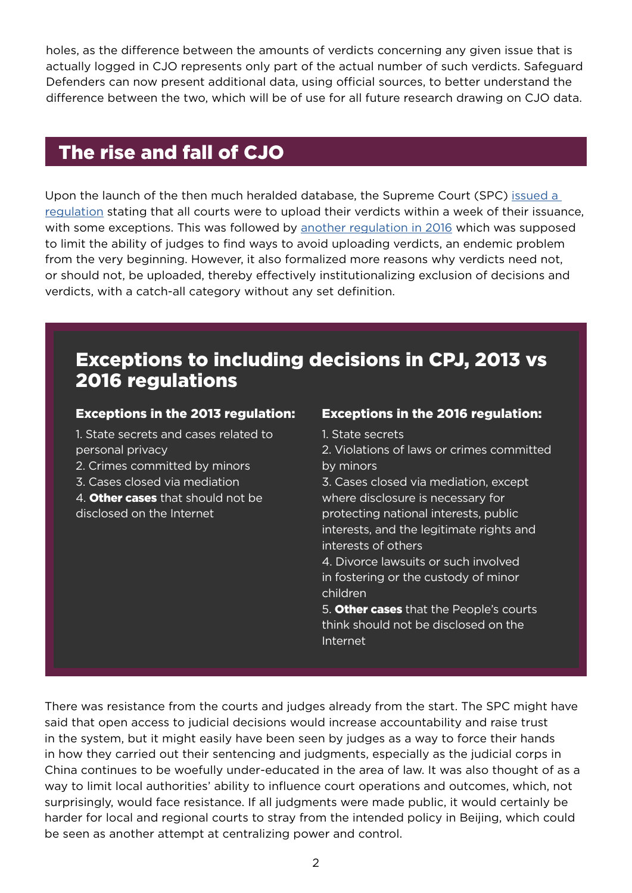holes, as the difference between the amounts of verdicts concerning any given issue that is actually logged in CJO represents only part of the actual number of such verdicts. Safeguard Defenders can now present additional data, using official sources, to better understand the difference between the two, which will be of use for all future research drawing on CJO data.

## The rise and fall of CJO

Upon the launch of the then much heralded database, the Supreme Court (SPC) issued a regulation stating that all courts were to upload their verdicts within a week of their issuance, with some exceptions. This was followed by another regulation in 2016 which was supposed to limit the ability of judges to find ways to avoid uploading verdicts, an endemic problem from the very beginning. However, it also formalized more reasons why verdicts need not, or should not, be uploaded, thereby effectively institutionalizing exclusion of decisions and verdicts, with a catch-all category without any set definition.

### Exceptions to including decisions in CPJ, 2013 vs 2016 regulations

**Exceptions in the 2013 regulation:**

1. State secrets and cases related to personal privacy
2. Crimes committed by minors
3. Cases closed via mediation
4. **Other cases** that should not be disclosed on the Internet

**Exceptions in the 2016 regulation:**

1. State secrets
2. Violations of laws or crimes committed by minors
3. Cases closed via mediation, except where disclosure is necessary for protecting national interests, public interests, and the legitimate rights and interests of others
4. Divorce lawsuits or such involved in fostering or the custody of minor children
5. **Other cases** that the People's courts think should not be disclosed on the Internet

There was resistance from the courts and judges already from the start. The SPC might have said that open access to judicial decisions would increase accountability and raise trust in the system, but it might easily have been seen by judges as a way to force their hands in how they carried out their sentencing and judgments, especially as the judicial corps in China continues to be woefully under-educated in the area of law. It was also thought of as a way to limit local authorities' ability to influence court operations and outcomes, which, not surprisingly, would face resistance. If all judgments were made public, it would certainly be harder for local and regional courts to stray from the intended policy in Beijing, which could be seen as another attempt at centralizing power and control.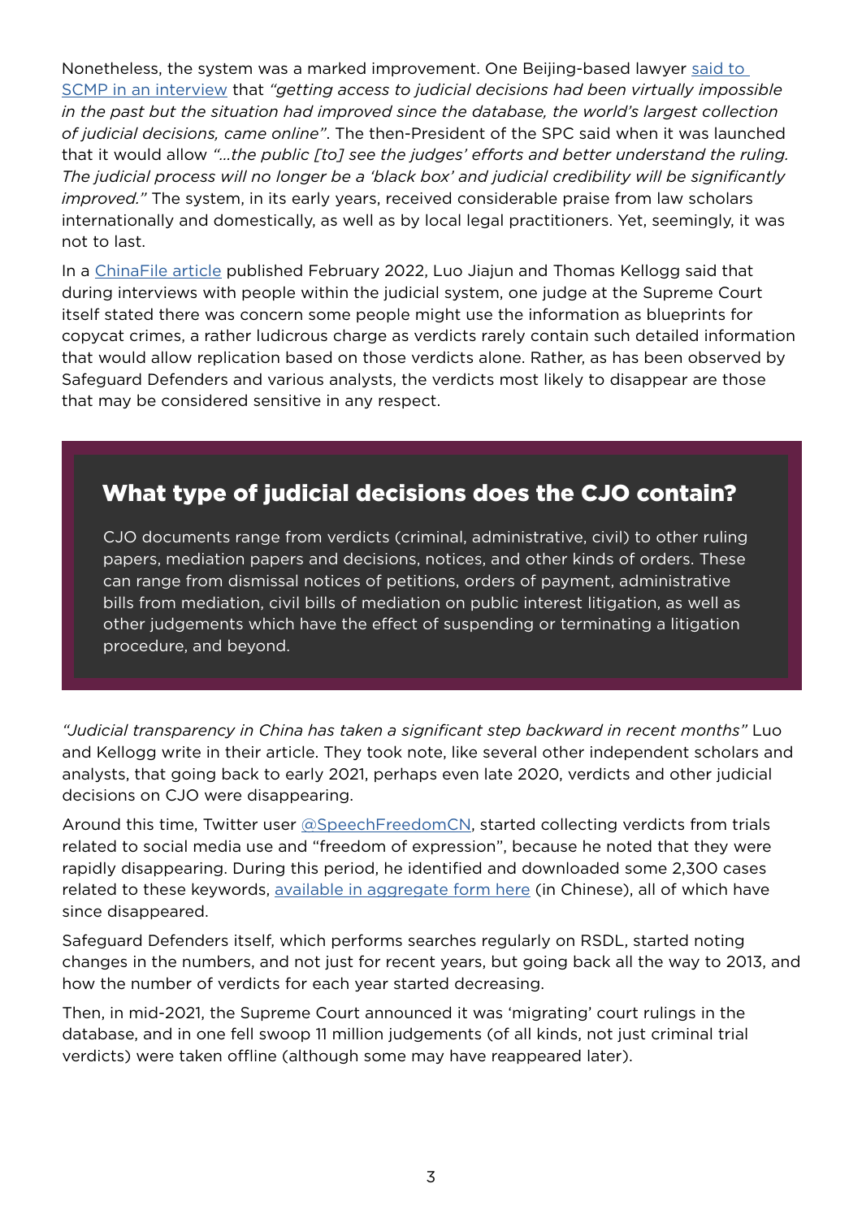Nonetheless, the system was a marked improvement. One Beijing-based lawyer [said to SCMP in an interview]() that *"getting access to judicial decisions had been virtually impossible in the past but the situation had improved since the database, the world's largest collection of judicial decisions, came online"*. The then-President of the SPC said when it was launched that it would allow *"...the public [to] see the judges' efforts and better understand the ruling. The judicial process will no longer be a 'black box' and judicial credibility will be significantly improved."* The system, in its early years, received considerable praise from law scholars internationally and domestically, as well as by local legal practitioners. Yet, seemingly, it was not to last.

In a [ChinaFile article]() published February 2022, Luo Jiajun and Thomas Kellogg said that during interviews with people within the judicial system, one judge at the Supreme Court itself stated there was concern some people might use the information as blueprints for copycat crimes, a rather ludicrous charge as verdicts rarely contain such detailed information that would allow replication based on those verdicts alone. Rather, as has been observed by Safeguard Defenders and various analysts, the verdicts most likely to disappear are those that may be considered sensitive in any respect.

## What type of judicial decisions does the CJO contain?

CJO documents range from verdicts (criminal, administrative, civil) to other ruling papers, mediation papers and decisions, notices, and other kinds of orders. These can range from dismissal notices of petitions, orders of payment, administrative bills from mediation, civil bills of mediation on public interest litigation, as well as other judgements which have the effect of suspending or terminating a litigation procedure, and beyond.

*"Judicial transparency in China has taken a significant step backward in recent months"* Luo and Kellogg write in their article. They took note, like several other independent scholars and analysts, that going back to early 2021, perhaps even late 2020, verdicts and other judicial decisions on CJO were disappearing.

Around this time, Twitter user [@SpeechFreedomCN](), started collecting verdicts from trials related to social media use and "freedom of expression", because he noted that they were rapidly disappearing. During this period, he identified and downloaded some 2,300 cases related to these keywords, [available in aggregate form here]() (in Chinese), all of which have since disappeared.

Safeguard Defenders itself, which performs searches regularly on RSDL, started noting changes in the numbers, and not just for recent years, but going back all the way to 2013, and how the number of verdicts for each year started decreasing.

Then, in mid-2021, the Supreme Court announced it was 'migrating' court rulings in the database, and in one fell swoop 11 million judgements (of all kinds, not just criminal trial verdicts) were taken offline (although some may have reappeared later).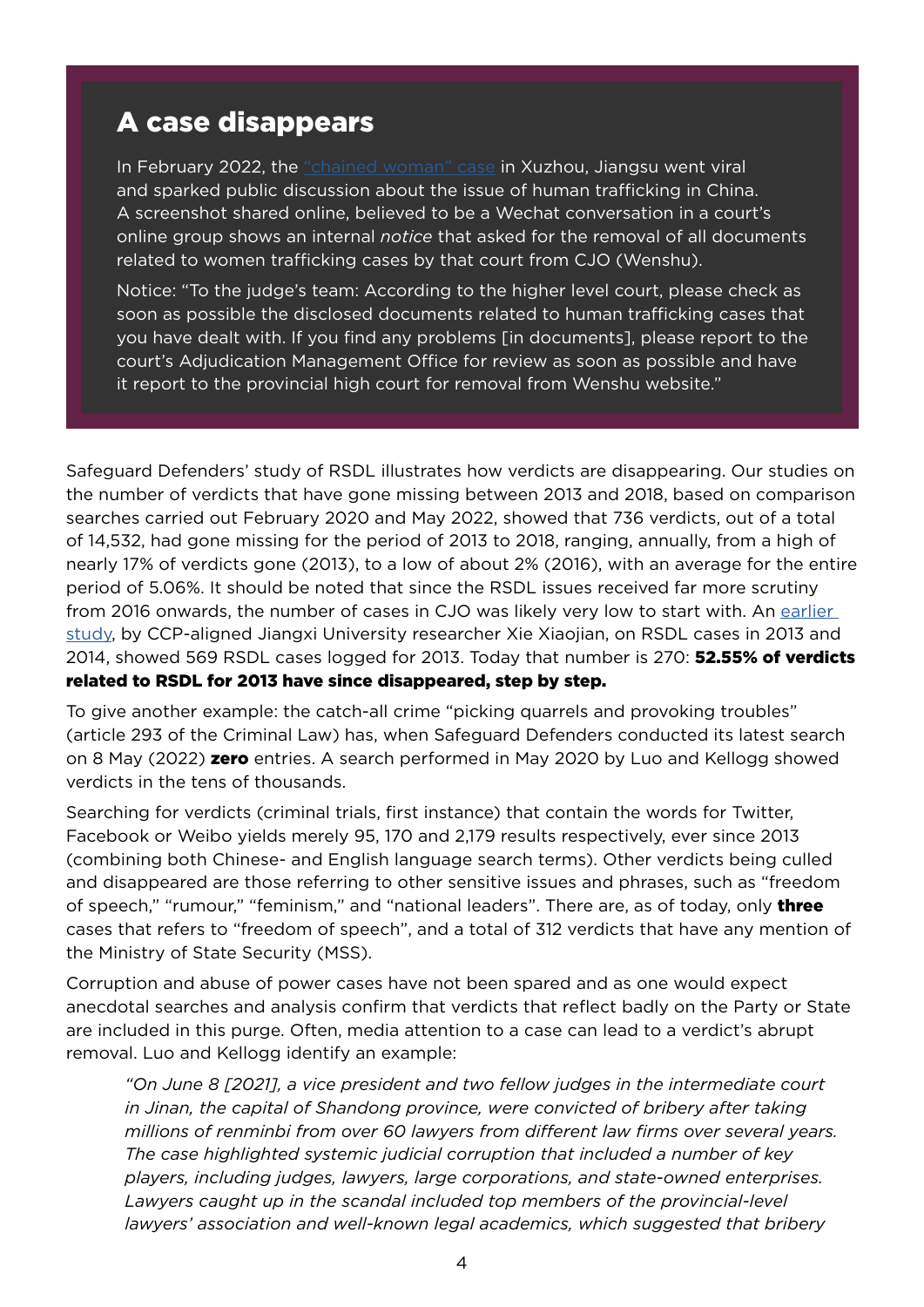## A case disappears

In February 2022, the "chained woman" case in Xuzhou, Jiangsu went viral and sparked public discussion about the issue of human trafficking in China. A screenshot shared online, believed to be a Wechat conversation in a court's online group shows an internal *notice* that asked for the removal of all documents related to women trafficking cases by that court from CJO (Wenshu).

Notice: "To the judge's team: According to the higher level court, please check as soon as possible the disclosed documents related to human trafficking cases that you have dealt with. If you find any problems [in documents], please report to the court's Adjudication Management Office for review as soon as possible and have it report to the provincial high court for removal from Wenshu website."

Safeguard Defenders' study of RSDL illustrates how verdicts are disappearing. Our studies on the number of verdicts that have gone missing between 2013 and 2018, based on comparison searches carried out February 2020 and May 2022, showed that 736 verdicts, out of a total of 14,532, had gone missing for the period of 2013 to 2018, ranging, annually, from a high of nearly 17% of verdicts gone (2013), to a low of about 2% (2016), with an average for the entire period of 5.06%. It should be noted that since the RSDL issues received far more scrutiny from 2016 onwards, the number of cases in CJO was likely very low to start with. An earlier study, by CCP-aligned Jiangxi University researcher Xie Xiaojian, on RSDL cases in 2013 and 2014, showed 569 RSDL cases logged for 2013. Today that number is 270: **52.55% of verdicts related to RSDL for 2013 have since disappeared, step by step.**

To give another example: the catch-all crime "picking quarrels and provoking troubles" (article 293 of the Criminal Law) has, when Safeguard Defenders conducted its latest search on 8 May (2022) **zero** entries. A search performed in May 2020 by Luo and Kellogg showed verdicts in the tens of thousands.

Searching for verdicts (criminal trials, first instance) that contain the words for Twitter, Facebook or Weibo yields merely 95, 170 and 2,179 results respectively, ever since 2013 (combining both Chinese- and English language search terms). Other verdicts being culled and disappeared are those referring to other sensitive issues and phrases, such as "freedom of speech," "rumour," "feminism," and "national leaders". There are, as of today, only **three** cases that refers to "freedom of speech", and a total of 312 verdicts that have any mention of the Ministry of State Security (MSS).

Corruption and abuse of power cases have not been spared and as one would expect anecdotal searches and analysis confirm that verdicts that reflect badly on the Party or State are included in this purge. Often, media attention to a case can lead to a verdict's abrupt removal. Luo and Kellogg identify an example:

> *"On June 8 [2021], a vice president and two fellow judges in the intermediate court in Jinan, the capital of Shandong province, were convicted of bribery after taking millions of renminbi from over 60 lawyers from different law firms over several years. The case highlighted systemic judicial corruption that included a number of key players, including judges, lawyers, large corporations, and state-owned enterprises. Lawyers caught up in the scandal included top members of the provincial-level lawyers' association and well-known legal academics, which suggested that bribery*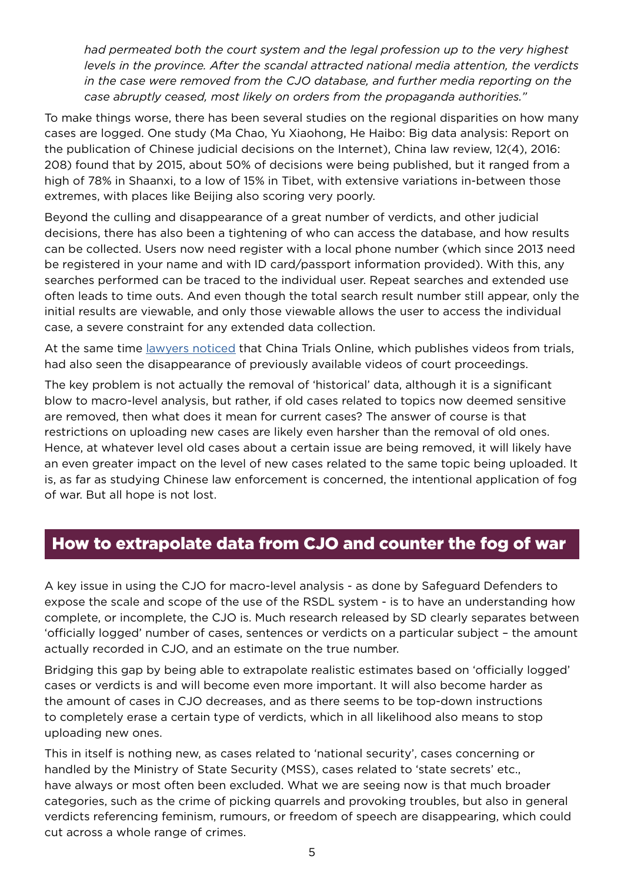*had permeated both the court system and the legal profession up to the very highest levels in the province. After the scandal attracted national media attention, the verdicts in the case were removed from the CJO database, and further media reporting on the case abruptly ceased, most likely on orders from the propaganda authorities."*

To make things worse, there has been several studies on the regional disparities on how many cases are logged. One study (Ma Chao, Yu Xiaohong, He Haibo: Big data analysis: Report on the publication of Chinese judicial decisions on the Internet), China law review, 12(4), 2016: 208) found that by 2015, about 50% of decisions were being published, but it ranged from a high of 78% in Shaanxi, to a low of 15% in Tibet, with extensive variations in-between those extremes, with places like Beijing also scoring very poorly.

Beyond the culling and disappearance of a great number of verdicts, and other judicial decisions, there has also been a tightening of who can access the database, and how results can be collected. Users now need register with a local phone number (which since 2013 need be registered in your name and with ID card/passport information provided). With this, any searches performed can be traced to the individual user. Repeat searches and extended use often leads to time outs. And even though the total search result number still appear, only the initial results are viewable, and only those viewable allows the user to access the individual case, a severe constraint for any extended data collection.

At the same time lawyers noticed that China Trials Online, which publishes videos from trials, had also seen the disappearance of previously available videos of court proceedings.

The key problem is not actually the removal of 'historical' data, although it is a significant blow to macro-level analysis, but rather, if old cases related to topics now deemed sensitive are removed, then what does it mean for current cases? The answer of course is that restrictions on uploading new cases are likely even harsher than the removal of old ones. Hence, at whatever level old cases about a certain issue are being removed, it will likely have an even greater impact on the level of new cases related to the same topic being uploaded. It is, as far as studying Chinese law enforcement is concerned, the intentional application of fog of war. But all hope is not lost.

## How to extrapolate data from CJO and counter the fog of war

A key issue in using the CJO for macro-level analysis - as done by Safeguard Defenders to expose the scale and scope of the use of the RSDL system - is to have an understanding how complete, or incomplete, the CJO is. Much research released by SD clearly separates between 'officially logged' number of cases, sentences or verdicts on a particular subject – the amount actually recorded in CJO, and an estimate on the true number.

Bridging this gap by being able to extrapolate realistic estimates based on 'officially logged' cases or verdicts is and will become even more important. It will also become harder as the amount of cases in CJO decreases, and as there seems to be top-down instructions to completely erase a certain type of verdicts, which in all likelihood also means to stop uploading new ones.

This in itself is nothing new, as cases related to 'national security', cases concerning or handled by the Ministry of State Security (MSS), cases related to 'state secrets' etc., have always or most often been excluded. What we are seeing now is that much broader categories, such as the crime of picking quarrels and provoking troubles, but also in general verdicts referencing feminism, rumours, or freedom of speech are disappearing, which could cut across a whole range of crimes.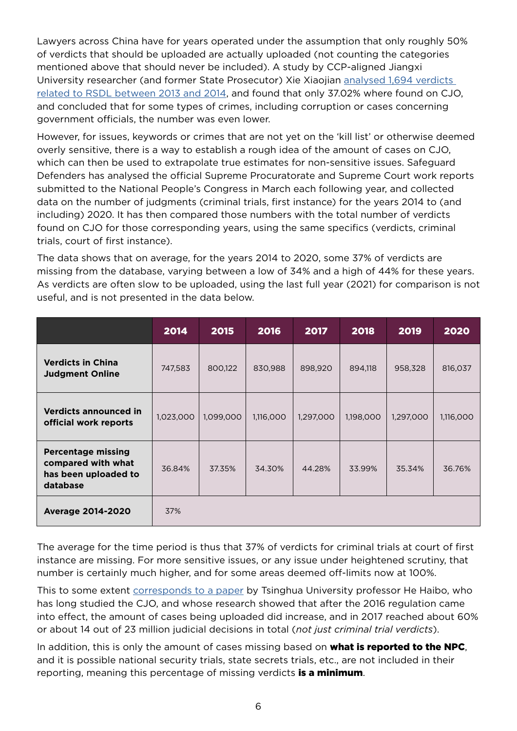Lawyers across China have for years operated under the assumption that only roughly 50% of verdicts that should be uploaded are actually uploaded (not counting the categories mentioned above that should never be included). A study by CCP-aligned Jiangxi University researcher (and former State Prosecutor) Xie Xiaojian [analysed 1,694 verdicts related to RSDL between 2013 and 2014](), and found that only 37.02% where found on CJO, and concluded that for some types of crimes, including corruption or cases concerning government officials, the number was even lower.

However, for issues, keywords or crimes that are not yet on the 'kill list' or otherwise deemed overly sensitive, there is a way to establish a rough idea of the amount of cases on CJO, which can then be used to extrapolate true estimates for non-sensitive issues. Safeguard Defenders has analysed the official Supreme Procuratorate and Supreme Court work reports submitted to the National People's Congress in March each following year, and collected data on the number of judgments (criminal trials, first instance) for the years 2014 to (and including) 2020. It has then compared those numbers with the total number of verdicts found on CJO for those corresponding years, using the same specifics (verdicts, criminal trials, court of first instance).

The data shows that on average, for the years 2014 to 2020, some 37% of verdicts are missing from the database, varying between a low of 34% and a high of 44% for these years. As verdicts are often slow to be uploaded, using the last full year (2021) for comparison is not useful, and is not presented in the data below.

| | 2014 | 2015 | 2016 | 2017 | 2018 | 2019 | 2020 |
|---|---|---|---|---|---|---|---|
| **Verdicts in China Judgment Online** | 747,583 | 800,122 | 830,988 | 898,920 | 894,118 | 958,328 | 816,037 |
| **Verdicts announced in official work reports** | 1,023,000 | 1,099,000 | 1,116,000 | 1,297,000 | 1,198,000 | 1,297,000 | 1,116,000 |
| **Percentage missing compared with what has been uploaded to database** | 36.84% | 37.35% | 34.30% | 44.28% | 33.99% | 35.34% | 36.76% |
| **Average 2014-2020** | 37% | | | | | | |

The average for the time period is thus that 37% of verdicts for criminal trials at court of first instance are missing. For more sensitive issues, or any issue under heightened scrutiny, that number is certainly much higher, and for some areas deemed off-limits now at 100%.

This to some extent [corresponds to a paper]() by Tsinghua University professor He Haibo, who has long studied the CJO, and whose research showed that after the 2016 regulation came into effect, the amount of cases being uploaded did increase, and in 2017 reached about 60% or about 14 out of 23 million judicial decisions in total (*not just criminal trial verdicts*).

In addition, this is only the amount of cases missing based on **what is reported to the NPC**, and it is possible national security trials, state secrets trials, etc., are not included in their reporting, meaning this percentage of missing verdicts **is a minimum**.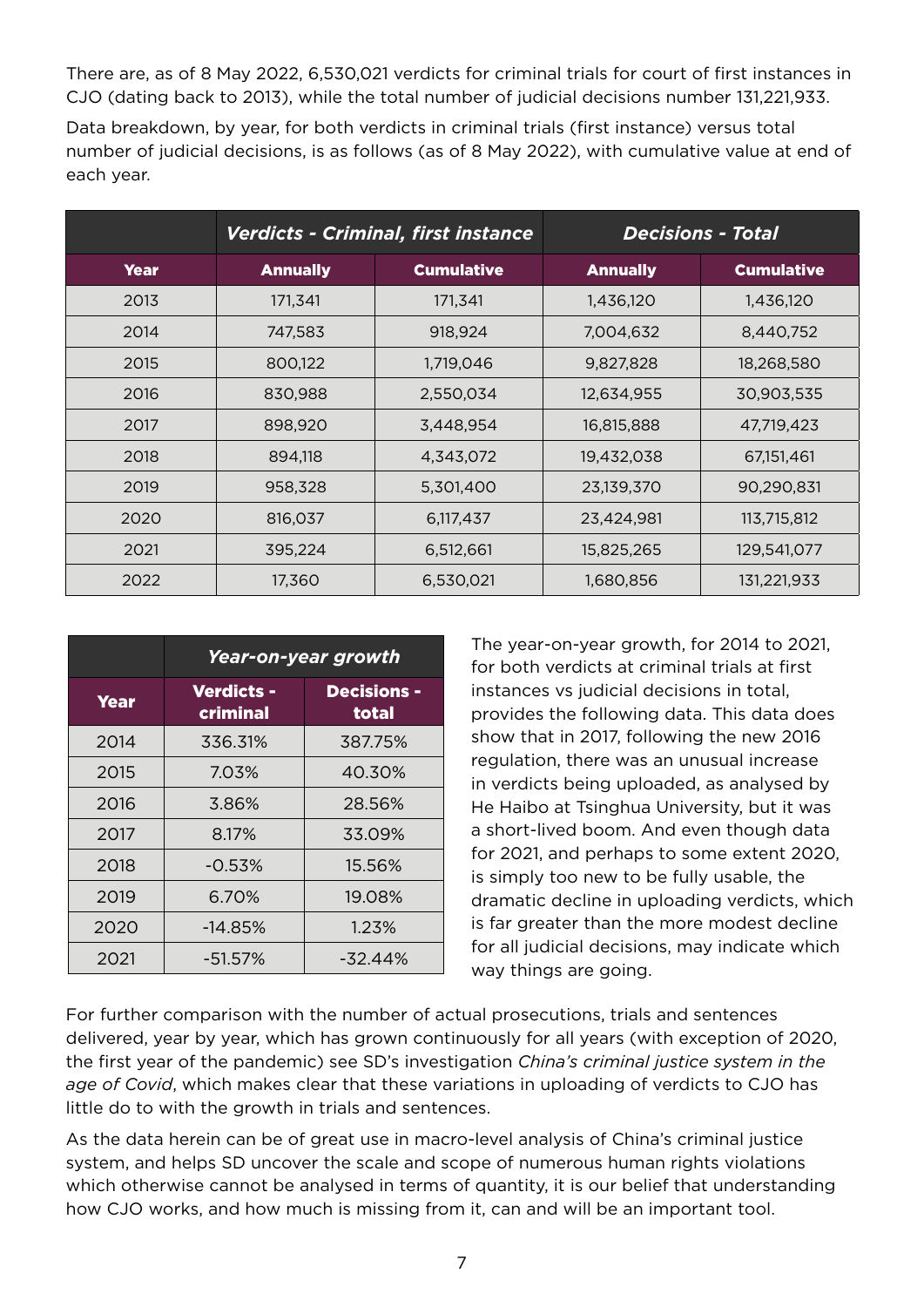There are, as of 8 May 2022, 6,530,021 verdicts for criminal trials for court of first instances in CJO (dating back to 2013), while the total number of judicial decisions number 131,221,933.

Data breakdown, by year, for both verdicts in criminal trials (first instance) versus total number of judicial decisions, is as follows (as of 8 May 2022), with cumulative value at end of each year.

| | *Verdicts - Criminal, first instance* | | *Decisions - Total* | |
|---|---|---|---|---|
| **Year** | **Annually** | **Cumulative** | **Annually** | **Cumulative** |
| 2013 | 171,341 | 171,341 | 1,436,120 | 1,436,120 |
| 2014 | 747,583 | 918,924 | 7,004,632 | 8,440,752 |
| 2015 | 800,122 | 1,719,046 | 9,827,828 | 18,268,580 |
| 2016 | 830,988 | 2,550,034 | 12,634,955 | 30,903,535 |
| 2017 | 898,920 | 3,448,954 | 16,815,888 | 47,719,423 |
| 2018 | 894,118 | 4,343,072 | 19,432,038 | 67,151,461 |
| 2019 | 958,328 | 5,301,400 | 23,139,370 | 90,290,831 |
| 2020 | 816,037 | 6,117,437 | 23,424,981 | 113,715,812 |
| 2021 | 395,224 | 6,512,661 | 15,825,265 | 129,541,077 |
| 2022 | 17,360 | 6,530,021 | 1,680,856 | 131,221,933 |

| | *Year-on-year growth* | |
|---|---|---|
| **Year** | **Verdicts - criminal** | **Decisions - total** |
| 2014 | 336.31% | 387.75% |
| 2015 | 7.03% | 40.30% |
| 2016 | 3.86% | 28.56% |
| 2017 | 8.17% | 33.09% |
| 2018 | -0.53% | 15.56% |
| 2019 | 6.70% | 19.08% |
| 2020 | -14.85% | 1.23% |
| 2021 | -51.57% | -32.44% |

The year-on-year growth, for 2014 to 2021, for both verdicts at criminal trials at first instances vs judicial decisions in total, provides the following data. This data does show that in 2017, following the new 2016 regulation, there was an unusual increase in verdicts being uploaded, as analysed by He Haibo at Tsinghua University, but it was a short-lived boom. And even though data for 2021, and perhaps to some extent 2020, is simply too new to be fully usable, the dramatic decline in uploading verdicts, which is far greater than the more modest decline for all judicial decisions, may indicate which way things are going.

For further comparison with the number of actual prosecutions, trials and sentences delivered, year by year, which has grown continuously for all years (with exception of 2020, the first year of the pandemic) see SD's investigation *China's criminal justice system in the age of Covid*, which makes clear that these variations in uploading of verdicts to CJO has little do to with the growth in trials and sentences.

As the data herein can be of great use in macro-level analysis of China's criminal justice system, and helps SD uncover the scale and scope of numerous human rights violations which otherwise cannot be analysed in terms of quantity, it is our belief that understanding how CJO works, and how much is missing from it, can and will be an important tool.